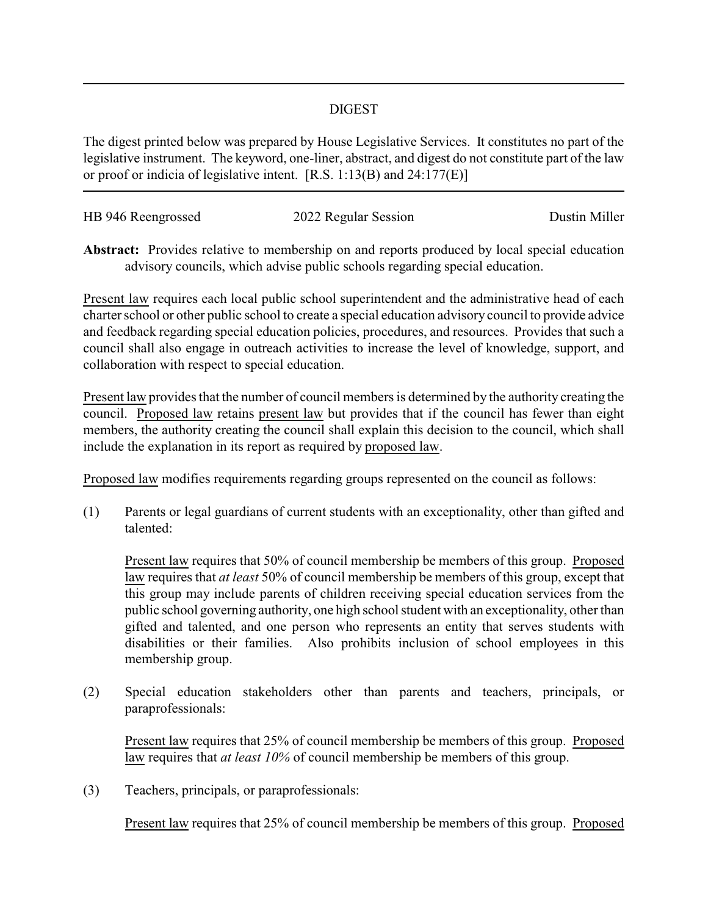## DIGEST

The digest printed below was prepared by House Legislative Services. It constitutes no part of the legislative instrument. The keyword, one-liner, abstract, and digest do not constitute part of the law or proof or indicia of legislative intent. [R.S. 1:13(B) and 24:177(E)]

---

HB 946 Reengrossed | 2022 Regular Session | Dustin Miller

**Abstract:** Provides relative to membership on and reports produced by local special education advisory councils, which advise public schools regarding special education.

Present law requires each local public school superintendent and the administrative head of each charter school or other public school to create a special education advisory council to provide advice and feedback regarding special education policies, procedures, and resources. Provides that such a council shall also engage in outreach activities to increase the level of knowledge, support, and collaboration with respect to special education.

Present law provides that the number of council members is determined by the authority creating the council. Proposed law retains present law but provides that if the council has fewer than eight members, the authority creating the council shall explain this decision to the council, which shall include the explanation in its report as required by proposed law.

Proposed law modifies requirements regarding groups represented on the council as follows:

(1) Parents or legal guardians of current students with an exceptionality, other than gifted and talented:

Present law requires that 50% of council membership be members of this group. Proposed law requires that *at least* 50% of council membership be members of this group, except that this group may include parents of children receiving special education services from the public school governing authority, one high school student with an exceptionality, other than gifted and talented, and one person who represents an entity that serves students with disabilities or their families. Also prohibits inclusion of school employees in this membership group.

(2) Special education stakeholders other than parents and teachers, principals, or paraprofessionals:

Present law requires that 25% of council membership be members of this group. Proposed law requires that *at least 10%* of council membership be members of this group.

(3) Teachers, principals, or paraprofessionals:

Present law requires that 25% of council membership be members of this group. Proposed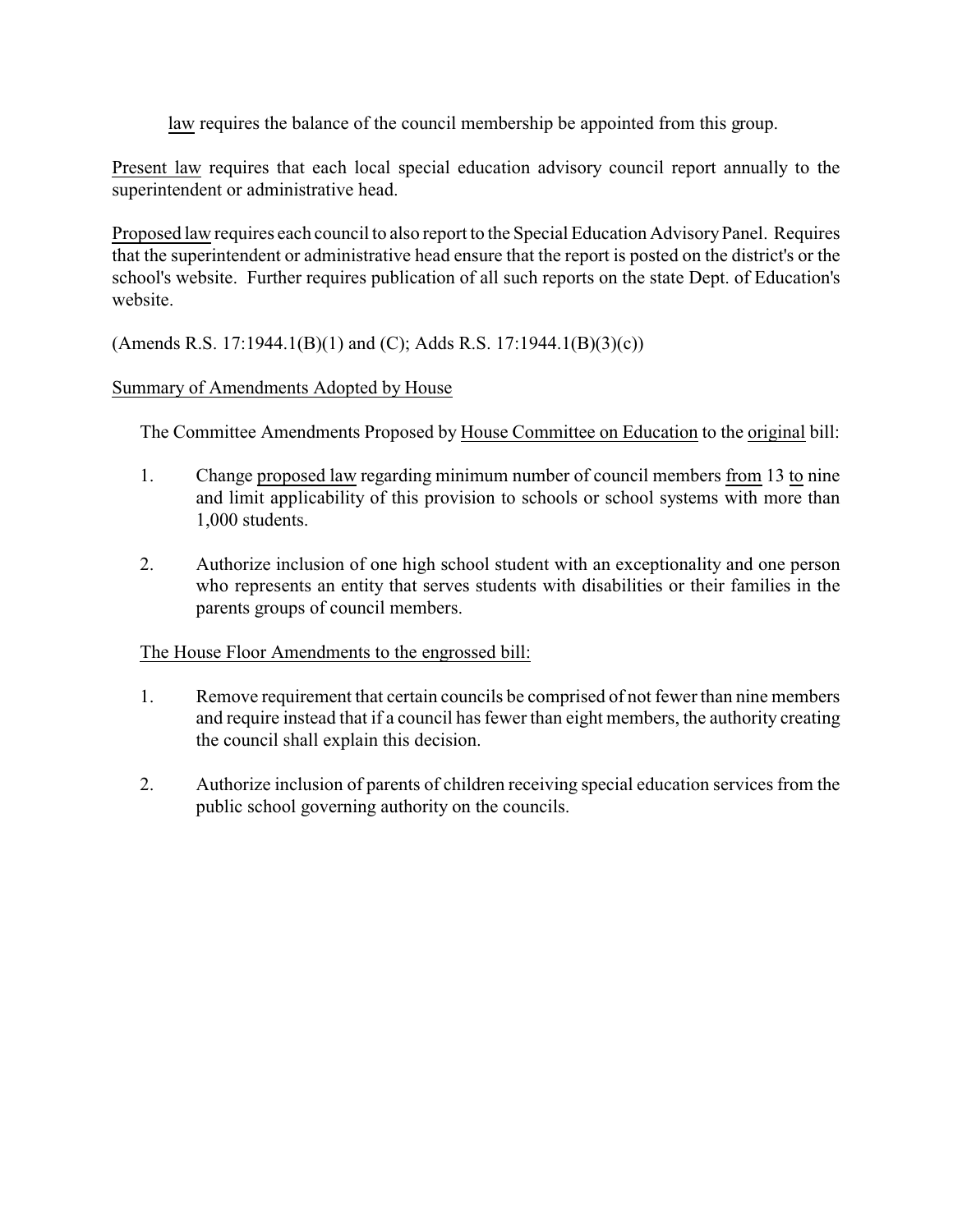law requires the balance of the council membership be appointed from this group.

Present law requires that each local special education advisory council report annually to the superintendent or administrative head.

Proposed law requires each council to also report to the Special Education Advisory Panel. Requires that the superintendent or administrative head ensure that the report is posted on the district's or the school's website. Further requires publication of all such reports on the state Dept. of Education's website.

(Amends R.S. 17:1944.1(B)(1) and (C); Adds R.S. 17:1944.1(B)(3)(c))

Summary of Amendments Adopted by House

The Committee Amendments Proposed by House Committee on Education to the original bill:

1. Change proposed law regarding minimum number of council members from 13 to nine and limit applicability of this provision to schools or school systems with more than 1,000 students.

2. Authorize inclusion of one high school student with an exceptionality and one person who represents an entity that serves students with disabilities or their families in the parents groups of council members.

The House Floor Amendments to the engrossed bill:

1. Remove requirement that certain councils be comprised of not fewer than nine members and require instead that if a council has fewer than eight members, the authority creating the council shall explain this decision.

2. Authorize inclusion of parents of children receiving special education services from the public school governing authority on the councils.